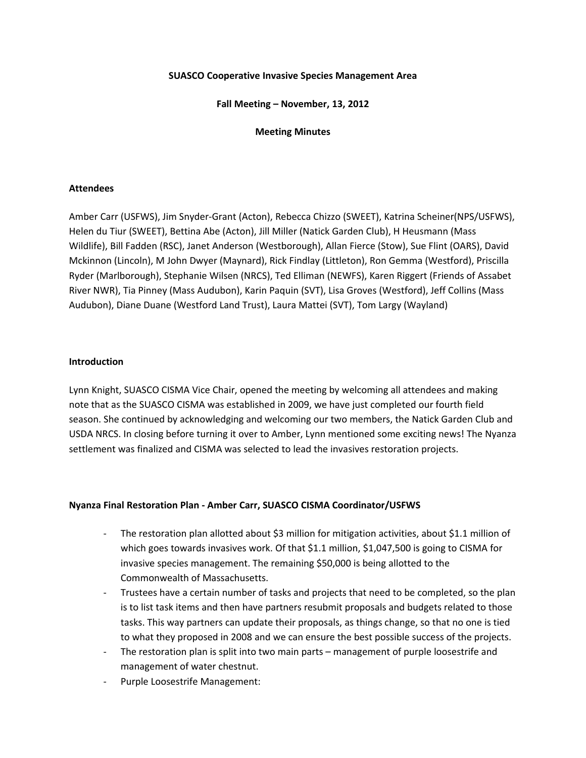**SUASCO Cooperative Invasive Species Management Area**

**Fall Meeting – November, 13, 2012**

**Meeting Minutes**

**Attendees**

Amber Carr (USFWS), Jim Snyder-Grant (Acton), Rebecca Chizzo (SWEET), Katrina Scheiner(NPS/USFWS), Helen du Tiur (SWEET), Bettina Abe (Acton), Jill Miller (Natick Garden Club), H Heusmann (Mass Wildlife), Bill Fadden (RSC), Janet Anderson (Westborough), Allan Fierce (Stow), Sue Flint (OARS), David Mckinnon (Lincoln), M John Dwyer (Maynard), Rick Findlay (Littleton), Ron Gemma (Westford), Priscilla Ryder (Marlborough), Stephanie Wilsen (NRCS), Ted Elliman (NEWFS), Karen Riggert (Friends of Assabet River NWR), Tia Pinney (Mass Audubon), Karin Paquin (SVT), Lisa Groves (Westford), Jeff Collins (Mass Audubon), Diane Duane (Westford Land Trust), Laura Mattei (SVT), Tom Largy (Wayland)

**Introduction**

Lynn Knight, SUASCO CISMA Vice Chair, opened the meeting by welcoming all attendees and making note that as the SUASCO CISMA was established in 2009, we have just completed our fourth field season. She continued by acknowledging and welcoming our two members, the Natick Garden Club and USDA NRCS. In closing before turning it over to Amber, Lynn mentioned some exciting news! The Nyanza settlement was finalized and CISMA was selected to lead the invasives restoration projects.

**Nyanza Final Restoration Plan - Amber Carr, SUASCO CISMA Coordinator/USFWS**

- The restoration plan allotted about $3 million for mitigation activities, about $1.1 million of which goes towards invasives work. Of that $1.1 million, $1,047,500 is going to CISMA for invasive species management. The remaining $50,000 is being allotted to the Commonwealth of Massachusetts.
- Trustees have a certain number of tasks and projects that need to be completed, so the plan is to list task items and then have partners resubmit proposals and budgets related to those tasks. This way partners can update their proposals, as things change, so that no one is tied to what they proposed in 2008 and we can ensure the best possible success of the projects.
- The restoration plan is split into two main parts – management of purple loosestrife and management of water chestnut.
- Purple Loosestrife Management: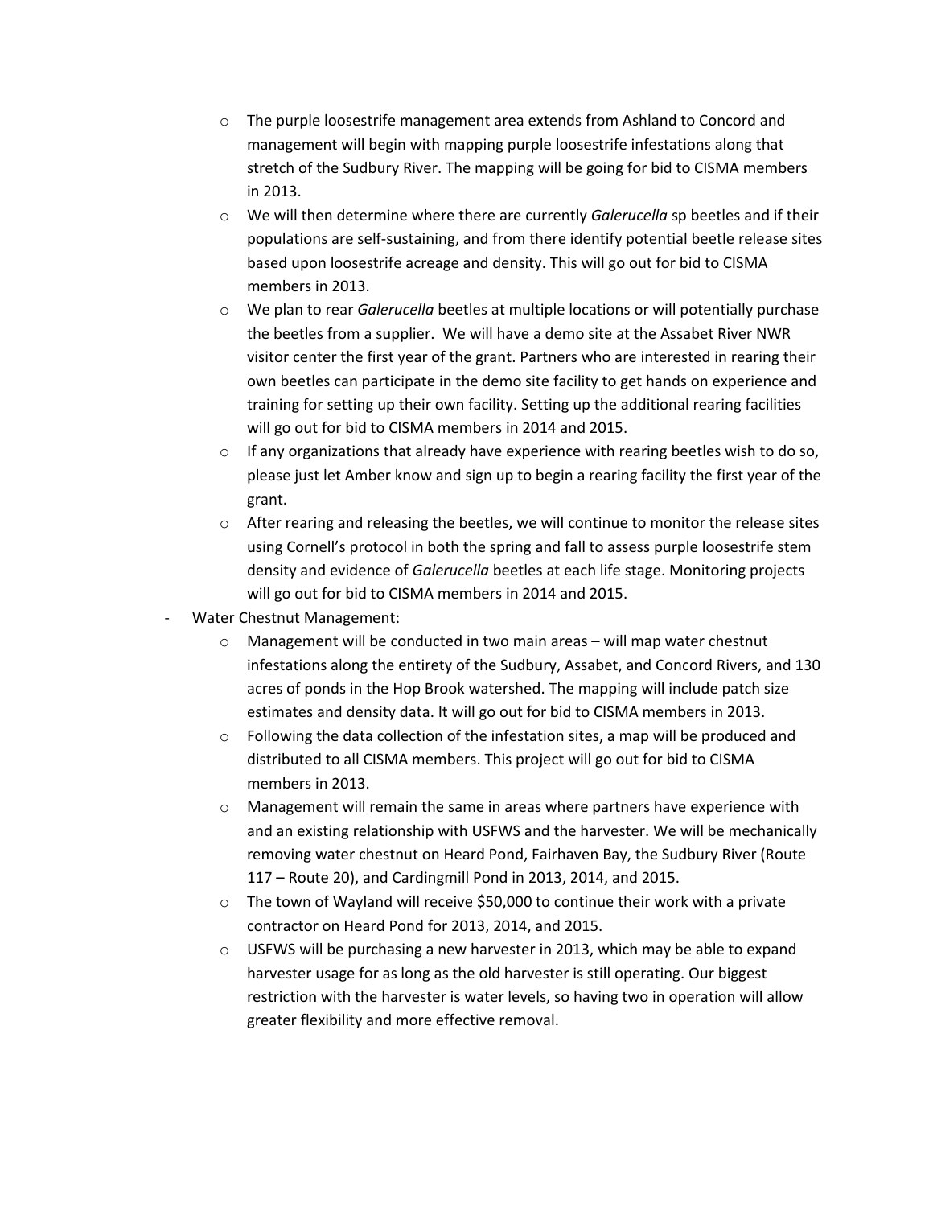- The purple loosestrife management area extends from Ashland to Concord and management will begin with mapping purple loosestrife infestations along that stretch of the Sudbury River. The mapping will be going for bid to CISMA members in 2013.
    - We will then determine where there are currently *Galerucella* sp beetles and if their populations are self-sustaining, and from there identify potential beetle release sites based upon loosestrife acreage and density. This will go out for bid to CISMA members in 2013.
    - We plan to rear *Galerucella* beetles at multiple locations or will potentially purchase the beetles from a supplier. We will have a demo site at the Assabet River NWR visitor center the first year of the grant. Partners who are interested in rearing their own beetles can participate in the demo site facility to get hands on experience and training for setting up their own facility. Setting up the additional rearing facilities will go out for bid to CISMA members in 2014 and 2015.
    - If any organizations that already have experience with rearing beetles wish to do so, please just let Amber know and sign up to begin a rearing facility the first year of the grant.
    - After rearing and releasing the beetles, we will continue to monitor the release sites using Cornell's protocol in both the spring and fall to assess purple loosestrife stem density and evidence of *Galerucella* beetles at each life stage. Monitoring projects will go out for bid to CISMA members in 2014 and 2015.
- Water Chestnut Management:
    - Management will be conducted in two main areas – will map water chestnut infestations along the entirety of the Sudbury, Assabet, and Concord Rivers, and 130 acres of ponds in the Hop Brook watershed. The mapping will include patch size estimates and density data. It will go out for bid to CISMA members in 2013.
    - Following the data collection of the infestation sites, a map will be produced and distributed to all CISMA members. This project will go out for bid to CISMA members in 2013.
    - Management will remain the same in areas where partners have experience with and an existing relationship with USFWS and the harvester. We will be mechanically removing water chestnut on Heard Pond, Fairhaven Bay, the Sudbury River (Route 117 – Route 20), and Cardingmill Pond in 2013, 2014, and 2015.
    - The town of Wayland will receive $50,000 to continue their work with a private contractor on Heard Pond for 2013, 2014, and 2015.
    - USFWS will be purchasing a new harvester in 2013, which may be able to expand harvester usage for as long as the old harvester is still operating. Our biggest restriction with the harvester is water levels, so having two in operation will allow greater flexibility and more effective removal.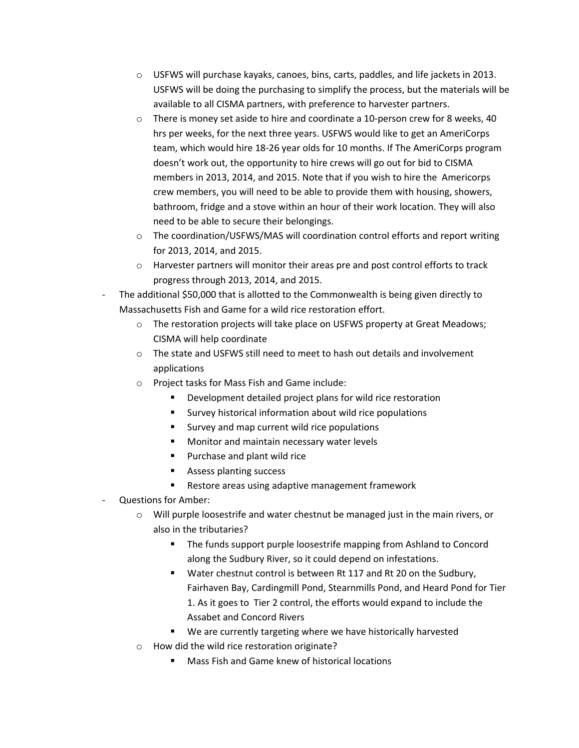- USFWS will purchase kayaks, canoes, bins, carts, paddles, and life jackets in 2013. USFWS will be doing the purchasing to simplify the process, but the materials will be available to all CISMA partners, with preference to harvester partners.
  - There is money set aside to hire and coordinate a 10-person crew for 8 weeks, 40 hrs per weeks, for the next three years. USFWS would like to get an AmeriCorps team, which would hire 18-26 year olds for 10 months. If The AmeriCorps program doesn't work out, the opportunity to hire crews will go out for bid to CISMA members in 2013, 2014, and 2015. Note that if you wish to hire the Americorps crew members, you will need to be able to provide them with housing, showers, bathroom, fridge and a stove within an hour of their work location. They will also need to be able to secure their belongings.
  - The coordination/USFWS/MAS will coordination control efforts and report writing for 2013, 2014, and 2015.
  - Harvester partners will monitor their areas pre and post control efforts to track progress through 2013, 2014, and 2015.
- The additional $50,000 that is allotted to the Commonwealth is being given directly to Massachusetts Fish and Game for a wild rice restoration effort.
  - The restoration projects will take place on USFWS property at Great Meadows; CISMA will help coordinate
  - The state and USFWS still need to meet to hash out details and involvement applications
  - Project tasks for Mass Fish and Game include:
    - Development detailed project plans for wild rice restoration
    - Survey historical information about wild rice populations
    - Survey and map current wild rice populations
    - Monitor and maintain necessary water levels
    - Purchase and plant wild rice
    - Assess planting success
    - Restore areas using adaptive management framework
- Questions for Amber:
  - Will purple loosestrife and water chestnut be managed just in the main rivers, or also in the tributaries?
    - The funds support purple loosestrife mapping from Ashland to Concord along the Sudbury River, so it could depend on infestations.
    - Water chestnut control is between Rt 117 and Rt 20 on the Sudbury, Fairhaven Bay, Cardingmill Pond, Stearnmills Pond, and Heard Pond for Tier 1. As it goes to Tier 2 control, the efforts would expand to include the Assabet and Concord Rivers
    - We are currently targeting where we have historically harvested
  - How did the wild rice restoration originate?
    - Mass Fish and Game knew of historical locations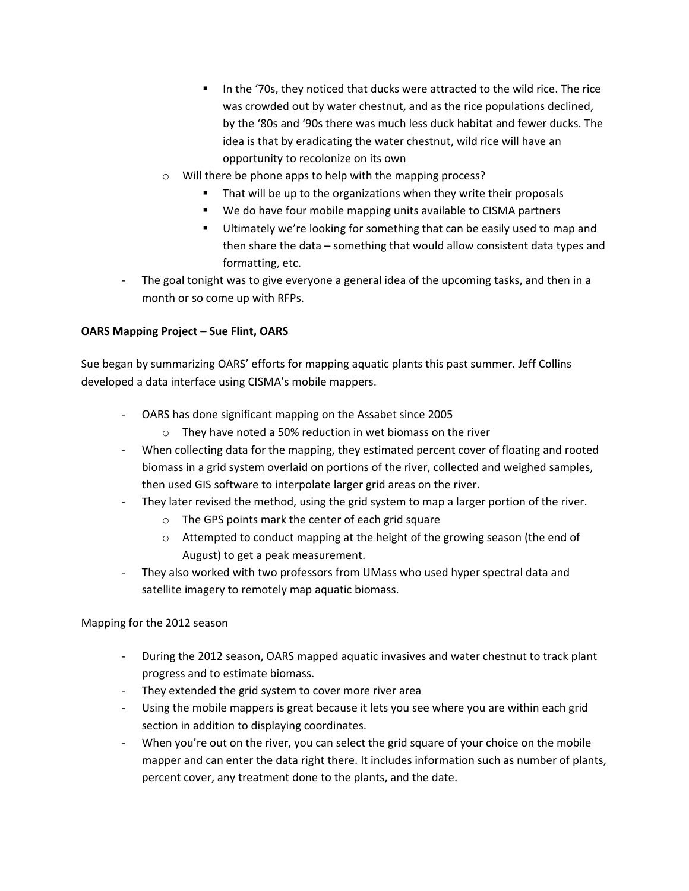- In the '70s, they noticed that ducks were attracted to the wild rice. The rice was crowded out by water chestnut, and as the rice populations declined, by the '80s and '90s there was much less duck habitat and fewer ducks. The idea is that by eradicating the water chestnut, wild rice will have an opportunity to recolonize on its own
    - Will there be phone apps to help with the mapping process?
        - That will be up to the organizations when they write their proposals
        - We do have four mobile mapping units available to CISMA partners
        - Ultimately we're looking for something that can be easily used to map and then share the data – something that would allow consistent data types and formatting, etc.
- The goal tonight was to give everyone a general idea of the upcoming tasks, and then in a month or so come up with RFPs.

**OARS Mapping Project – Sue Flint, OARS**

Sue began by summarizing OARS' efforts for mapping aquatic plants this past summer. Jeff Collins developed a data interface using CISMA's mobile mappers.

- OARS has done significant mapping on the Assabet since 2005
    - They have noted a 50% reduction in wet biomass on the river
- When collecting data for the mapping, they estimated percent cover of floating and rooted biomass in a grid system overlaid on portions of the river, collected and weighed samples, then used GIS software to interpolate larger grid areas on the river.
- They later revised the method, using the grid system to map a larger portion of the river.
    - The GPS points mark the center of each grid square
    - Attempted to conduct mapping at the height of the growing season (the end of August) to get a peak measurement.
- They also worked with two professors from UMass who used hyper spectral data and satellite imagery to remotely map aquatic biomass.

Mapping for the 2012 season

- During the 2012 season, OARS mapped aquatic invasives and water chestnut to track plant progress and to estimate biomass.
- They extended the grid system to cover more river area
- Using the mobile mappers is great because it lets you see where you are within each grid section in addition to displaying coordinates.
- When you're out on the river, you can select the grid square of your choice on the mobile mapper and can enter the data right there. It includes information such as number of plants, percent cover, any treatment done to the plants, and the date.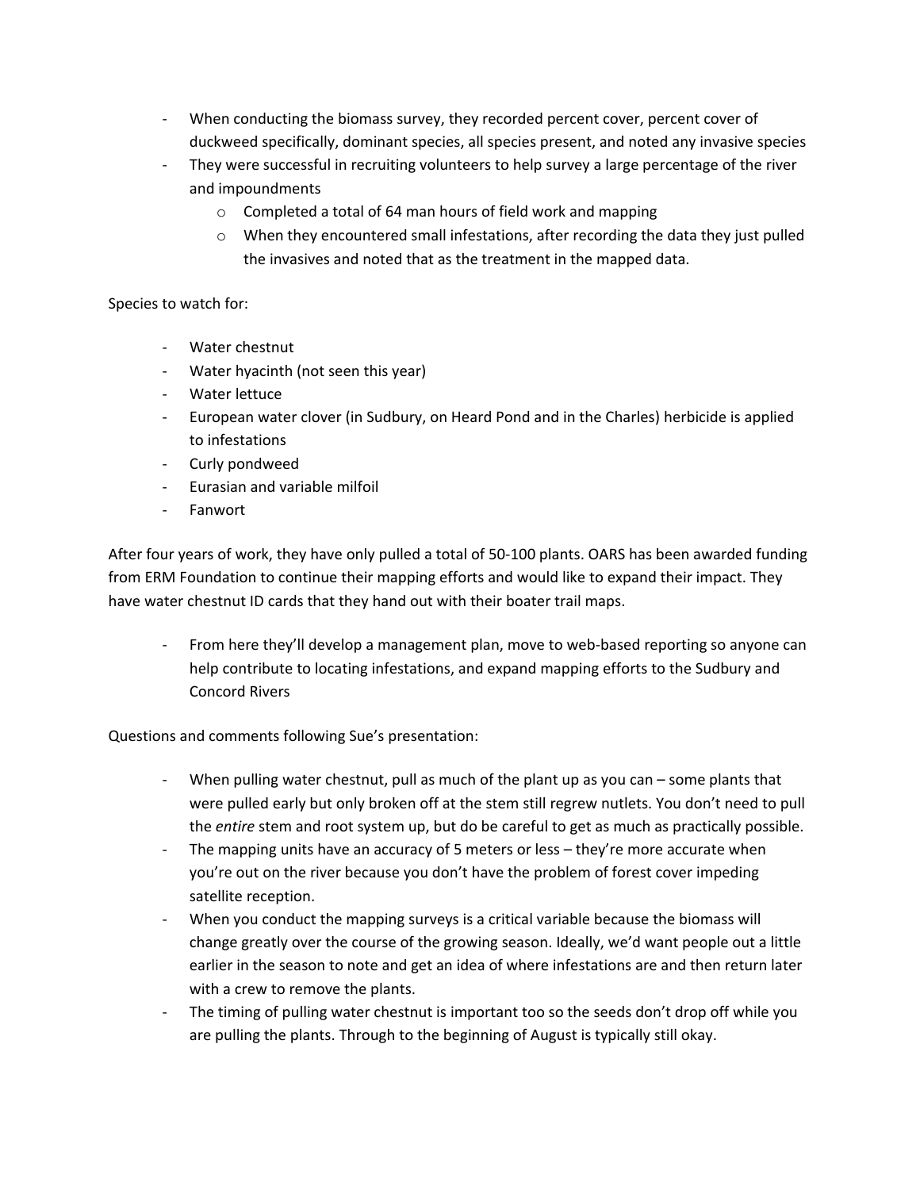- When conducting the biomass survey, they recorded percent cover, percent cover of duckweed specifically, dominant species, all species present, and noted any invasive species
- They were successful in recruiting volunteers to help survey a large percentage of the river and impoundments
    - Completed a total of 64 man hours of field work and mapping
    - When they encountered small infestations, after recording the data they just pulled the invasives and noted that as the treatment in the mapped data.

Species to watch for:

- Water chestnut
- Water hyacinth (not seen this year)
- Water lettuce
- European water clover (in Sudbury, on Heard Pond and in the Charles) herbicide is applied to infestations
- Curly pondweed
- Eurasian and variable milfoil
- Fanwort

After four years of work, they have only pulled a total of 50-100 plants. OARS has been awarded funding from ERM Foundation to continue their mapping efforts and would like to expand their impact. They have water chestnut ID cards that they hand out with their boater trail maps.

- From here they'll develop a management plan, move to web-based reporting so anyone can help contribute to locating infestations, and expand mapping efforts to the Sudbury and Concord Rivers

Questions and comments following Sue's presentation:

- When pulling water chestnut, pull as much of the plant up as you can – some plants that were pulled early but only broken off at the stem still regrew nutlets. You don't need to pull the *entire* stem and root system up, but do be careful to get as much as practically possible.
- The mapping units have an accuracy of 5 meters or less – they're more accurate when you're out on the river because you don't have the problem of forest cover impeding satellite reception.
- When you conduct the mapping surveys is a critical variable because the biomass will change greatly over the course of the growing season. Ideally, we'd want people out a little earlier in the season to note and get an idea of where infestations are and then return later with a crew to remove the plants.
- The timing of pulling water chestnut is important too so the seeds don't drop off while you are pulling the plants. Through to the beginning of August is typically still okay.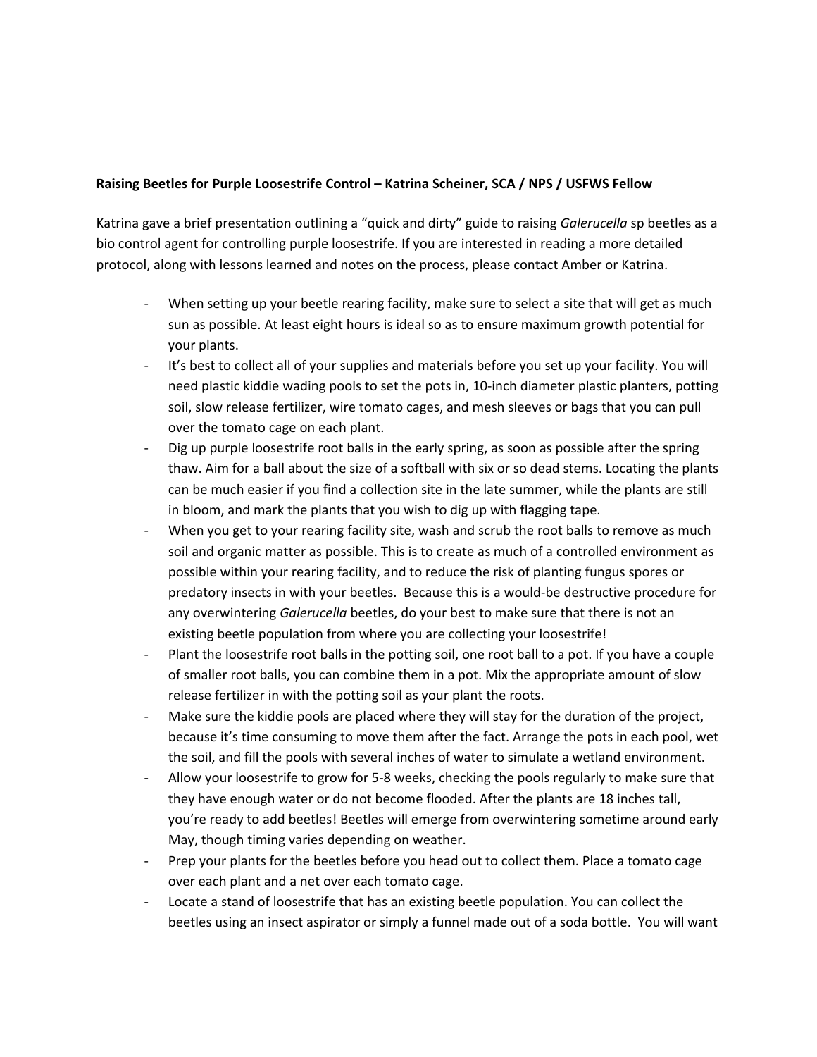**Raising Beetles for Purple Loosestrife Control – Katrina Scheiner, SCA / NPS / USFWS Fellow**

Katrina gave a brief presentation outlining a "quick and dirty" guide to raising *Galerucella* sp beetles as a bio control agent for controlling purple loosestrife. If you are interested in reading a more detailed protocol, along with lessons learned and notes on the process, please contact Amber or Katrina.

- When setting up your beetle rearing facility, make sure to select a site that will get as much sun as possible. At least eight hours is ideal so as to ensure maximum growth potential for your plants.
- It's best to collect all of your supplies and materials before you set up your facility. You will need plastic kiddie wading pools to set the pots in, 10-inch diameter plastic planters, potting soil, slow release fertilizer, wire tomato cages, and mesh sleeves or bags that you can pull over the tomato cage on each plant.
- Dig up purple loosestrife root balls in the early spring, as soon as possible after the spring thaw. Aim for a ball about the size of a softball with six or so dead stems. Locating the plants can be much easier if you find a collection site in the late summer, while the plants are still in bloom, and mark the plants that you wish to dig up with flagging tape.
- When you get to your rearing facility site, wash and scrub the root balls to remove as much soil and organic matter as possible. This is to create as much of a controlled environment as possible within your rearing facility, and to reduce the risk of planting fungus spores or predatory insects in with your beetles. Because this is a would-be destructive procedure for any overwintering *Galerucella* beetles, do your best to make sure that there is not an existing beetle population from where you are collecting your loosestrife!
- Plant the loosestrife root balls in the potting soil, one root ball to a pot. If you have a couple of smaller root balls, you can combine them in a pot. Mix the appropriate amount of slow release fertilizer in with the potting soil as your plant the roots.
- Make sure the kiddie pools are placed where they will stay for the duration of the project, because it's time consuming to move them after the fact. Arrange the pots in each pool, wet the soil, and fill the pools with several inches of water to simulate a wetland environment.
- Allow your loosestrife to grow for 5-8 weeks, checking the pools regularly to make sure that they have enough water or do not become flooded. After the plants are 18 inches tall, you're ready to add beetles! Beetles will emerge from overwintering sometime around early May, though timing varies depending on weather.
- Prep your plants for the beetles before you head out to collect them. Place a tomato cage over each plant and a net over each tomato cage.
- Locate a stand of loosestrife that has an existing beetle population. You can collect the beetles using an insect aspirator or simply a funnel made out of a soda bottle. You will want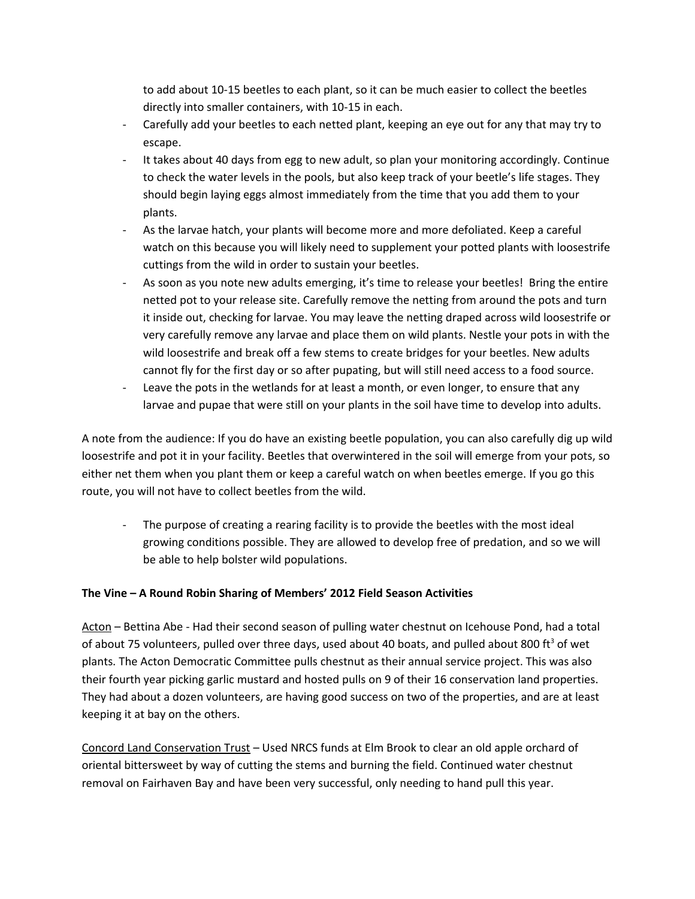to add about 10-15 beetles to each plant, so it can be much easier to collect the beetles directly into smaller containers, with 10-15 in each.

- Carefully add your beetles to each netted plant, keeping an eye out for any that may try to escape.
- It takes about 40 days from egg to new adult, so plan your monitoring accordingly. Continue to check the water levels in the pools, but also keep track of your beetle's life stages. They should begin laying eggs almost immediately from the time that you add them to your plants.
- As the larvae hatch, your plants will become more and more defoliated. Keep a careful watch on this because you will likely need to supplement your potted plants with loosestrife cuttings from the wild in order to sustain your beetles.
- As soon as you note new adults emerging, it's time to release your beetles! Bring the entire netted pot to your release site. Carefully remove the netting from around the pots and turn it inside out, checking for larvae. You may leave the netting draped across wild loosestrife or very carefully remove any larvae and place them on wild plants. Nestle your pots in with the wild loosestrife and break off a few stems to create bridges for your beetles. New adults cannot fly for the first day or so after pupating, but will still need access to a food source.
- Leave the pots in the wetlands for at least a month, or even longer, to ensure that any larvae and pupae that were still on your plants in the soil have time to develop into adults.

A note from the audience: If you do have an existing beetle population, you can also carefully dig up wild loosestrife and pot it in your facility. Beetles that overwintered in the soil will emerge from your pots, so either net them when you plant them or keep a careful watch on when beetles emerge. If you go this route, you will not have to collect beetles from the wild.

- The purpose of creating a rearing facility is to provide the beetles with the most ideal growing conditions possible. They are allowed to develop free of predation, and so we will be able to help bolster wild populations.

**The Vine – A Round Robin Sharing of Members' 2012 Field Season Activities**

Acton – Bettina Abe - Had their second season of pulling water chestnut on Icehouse Pond, had a total of about 75 volunteers, pulled over three days, used about 40 boats, and pulled about 800 ft$^3$ of wet plants. The Acton Democratic Committee pulls chestnut as their annual service project. This was also their fourth year picking garlic mustard and hosted pulls on 9 of their 16 conservation land properties. They had about a dozen volunteers, are having good success on two of the properties, and are at least keeping it at bay on the others.

Concord Land Conservation Trust – Used NRCS funds at Elm Brook to clear an old apple orchard of oriental bittersweet by way of cutting the stems and burning the field. Continued water chestnut removal on Fairhaven Bay and have been very successful, only needing to hand pull this year.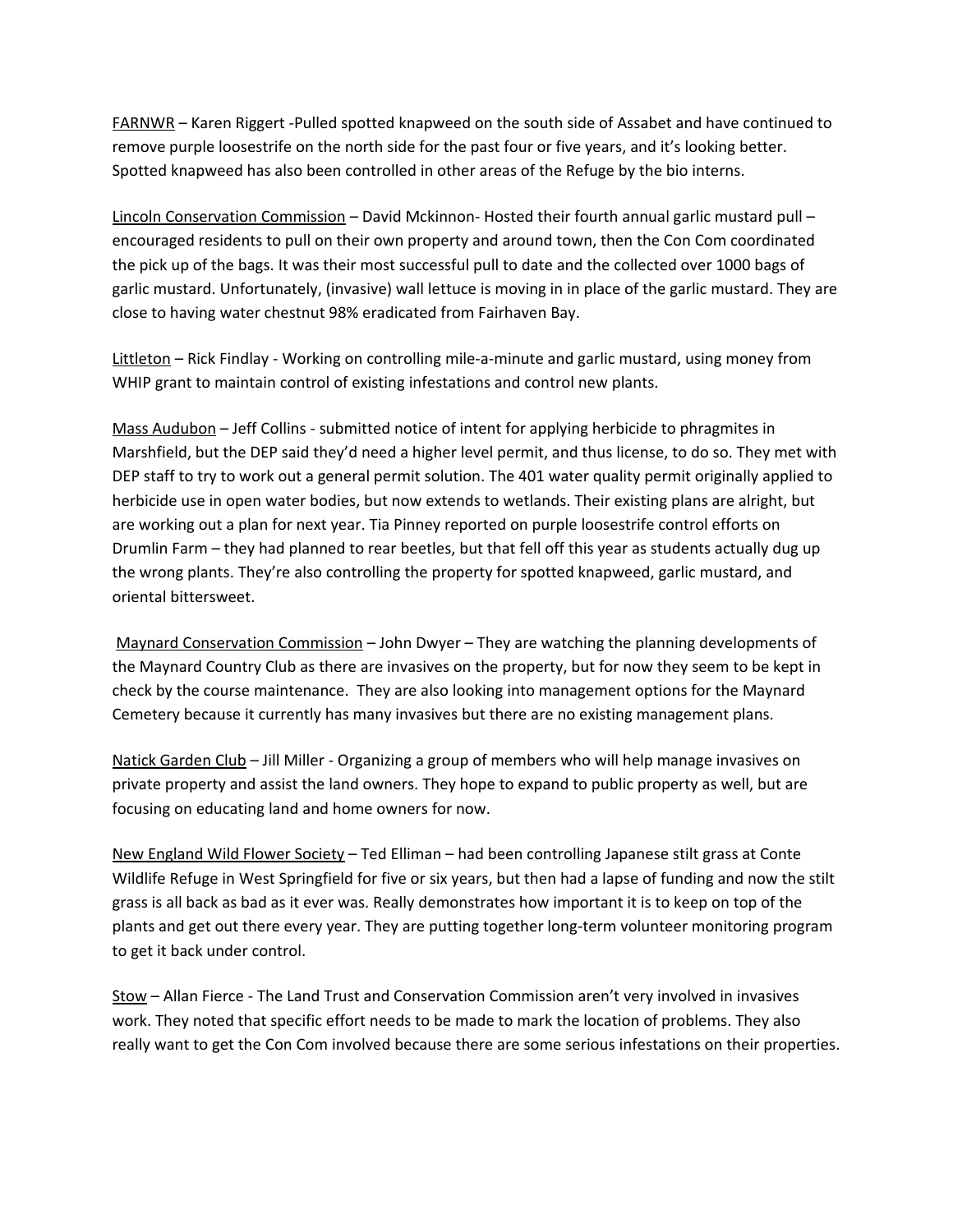FARNWR – Karen Riggert -Pulled spotted knapweed on the south side of Assabet and have continued to remove purple loosestrife on the north side for the past four or five years, and it's looking better. Spotted knapweed has also been controlled in other areas of the Refuge by the bio interns.

Lincoln Conservation Commission – David Mckinnon- Hosted their fourth annual garlic mustard pull – encouraged residents to pull on their own property and around town, then the Con Com coordinated the pick up of the bags. It was their most successful pull to date and the collected over 1000 bags of garlic mustard. Unfortunately, (invasive) wall lettuce is moving in in place of the garlic mustard. They are close to having water chestnut 98% eradicated from Fairhaven Bay.

Littleton – Rick Findlay - Working on controlling mile-a-minute and garlic mustard, using money from WHIP grant to maintain control of existing infestations and control new plants.

Mass Audubon – Jeff Collins - submitted notice of intent for applying herbicide to phragmites in Marshfield, but the DEP said they'd need a higher level permit, and thus license, to do so. They met with DEP staff to try to work out a general permit solution. The 401 water quality permit originally applied to herbicide use in open water bodies, but now extends to wetlands. Their existing plans are alright, but are working out a plan for next year. Tia Pinney reported on purple loosestrife control efforts on Drumlin Farm – they had planned to rear beetles, but that fell off this year as students actually dug up the wrong plants. They're also controlling the property for spotted knapweed, garlic mustard, and oriental bittersweet.

Maynard Conservation Commission – John Dwyer – They are watching the planning developments of the Maynard Country Club as there are invasives on the property, but for now they seem to be kept in check by the course maintenance. They are also looking into management options for the Maynard Cemetery because it currently has many invasives but there are no existing management plans.

Natick Garden Club – Jill Miller - Organizing a group of members who will help manage invasives on private property and assist the land owners. They hope to expand to public property as well, but are focusing on educating land and home owners for now.

New England Wild Flower Society – Ted Elliman – had been controlling Japanese stilt grass at Conte Wildlife Refuge in West Springfield for five or six years, but then had a lapse of funding and now the stilt grass is all back as bad as it ever was. Really demonstrates how important it is to keep on top of the plants and get out there every year. They are putting together long-term volunteer monitoring program to get it back under control.

Stow – Allan Fierce - The Land Trust and Conservation Commission aren't very involved in invasives work. They noted that specific effort needs to be made to mark the location of problems. They also really want to get the Con Com involved because there are some serious infestations on their properties.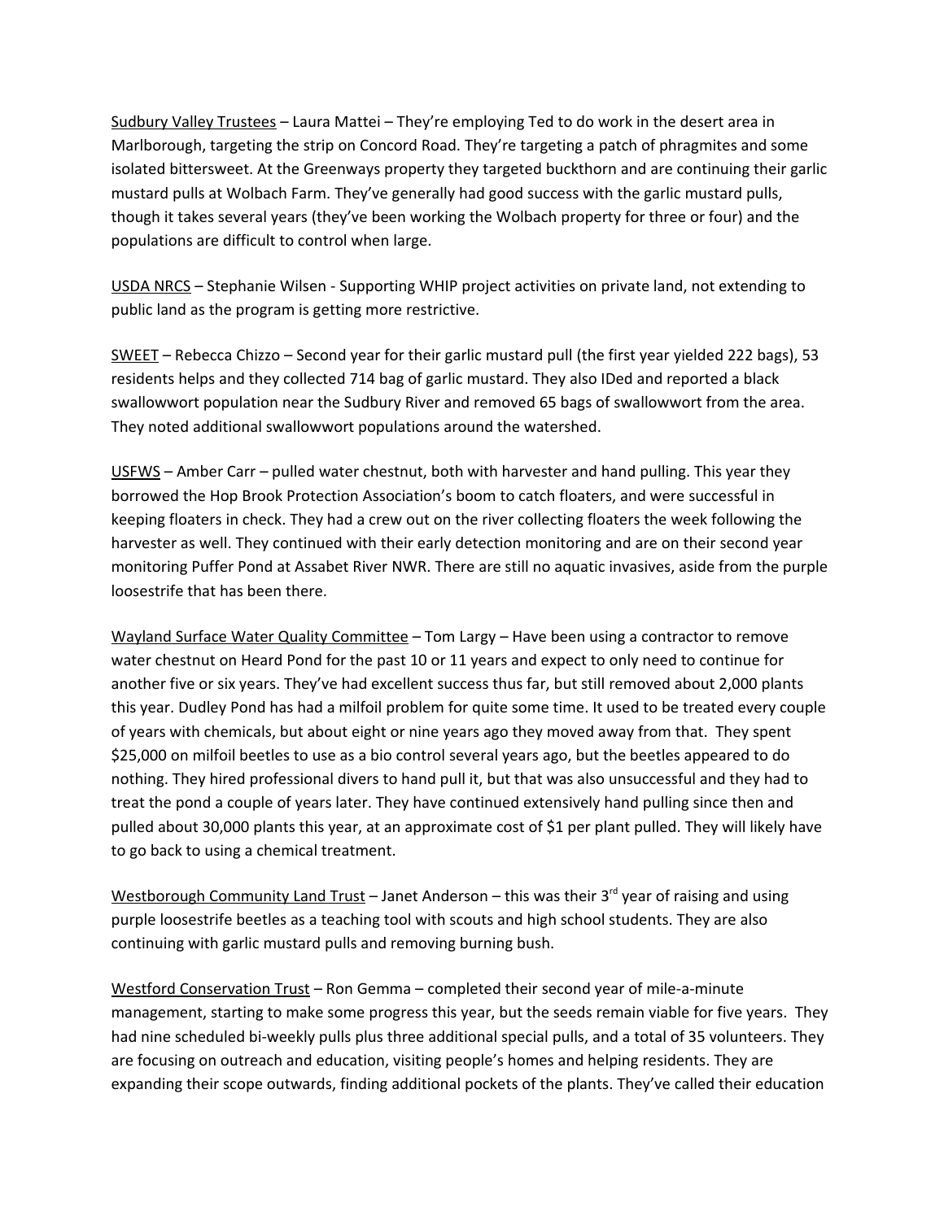Sudbury Valley Trustees – Laura Mattei – They're employing Ted to do work in the desert area in Marlborough, targeting the strip on Concord Road. They're targeting a patch of phragmites and some isolated bittersweet. At the Greenways property they targeted buckthorn and are continuing their garlic mustard pulls at Wolbach Farm. They've generally had good success with the garlic mustard pulls, though it takes several years (they've been working the Wolbach property for three or four) and the populations are difficult to control when large.

USDA NRCS – Stephanie Wilsen - Supporting WHIP project activities on private land, not extending to public land as the program is getting more restrictive.

SWEET – Rebecca Chizzo – Second year for their garlic mustard pull (the first year yielded 222 bags), 53 residents helps and they collected 714 bag of garlic mustard. They also IDed and reported a black swallowwort population near the Sudbury River and removed 65 bags of swallowwort from the area. They noted additional swallowwort populations around the watershed.

USFWS – Amber Carr – pulled water chestnut, both with harvester and hand pulling. This year they borrowed the Hop Brook Protection Association's boom to catch floaters, and were successful in keeping floaters in check. They had a crew out on the river collecting floaters the week following the harvester as well. They continued with their early detection monitoring and are on their second year monitoring Puffer Pond at Assabet River NWR. There are still no aquatic invasives, aside from the purple loosestrife that has been there.

Wayland Surface Water Quality Committee – Tom Largy – Have been using a contractor to remove water chestnut on Heard Pond for the past 10 or 11 years and expect to only need to continue for another five or six years. They've had excellent success thus far, but still removed about 2,000 plants this year. Dudley Pond has had a milfoil problem for quite some time. It used to be treated every couple of years with chemicals, but about eight or nine years ago they moved away from that. They spent $25,000 on milfoil beetles to use as a bio control several years ago, but the beetles appeared to do nothing. They hired professional divers to hand pull it, but that was also unsuccessful and they had to treat the pond a couple of years later. They have continued extensively hand pulling since then and pulled about 30,000 plants this year, at an approximate cost of $1 per plant pulled. They will likely have to go back to using a chemical treatment.

Westborough Community Land Trust – Janet Anderson – this was their 3rd year of raising and using purple loosestrife beetles as a teaching tool with scouts and high school students. They are also continuing with garlic mustard pulls and removing burning bush.

Westford Conservation Trust – Ron Gemma – completed their second year of mile-a-minute management, starting to make some progress this year, but the seeds remain viable for five years. They had nine scheduled bi-weekly pulls plus three additional special pulls, and a total of 35 volunteers. They are focusing on outreach and education, visiting people's homes and helping residents. They are expanding their scope outwards, finding additional pockets of the plants. They've called their education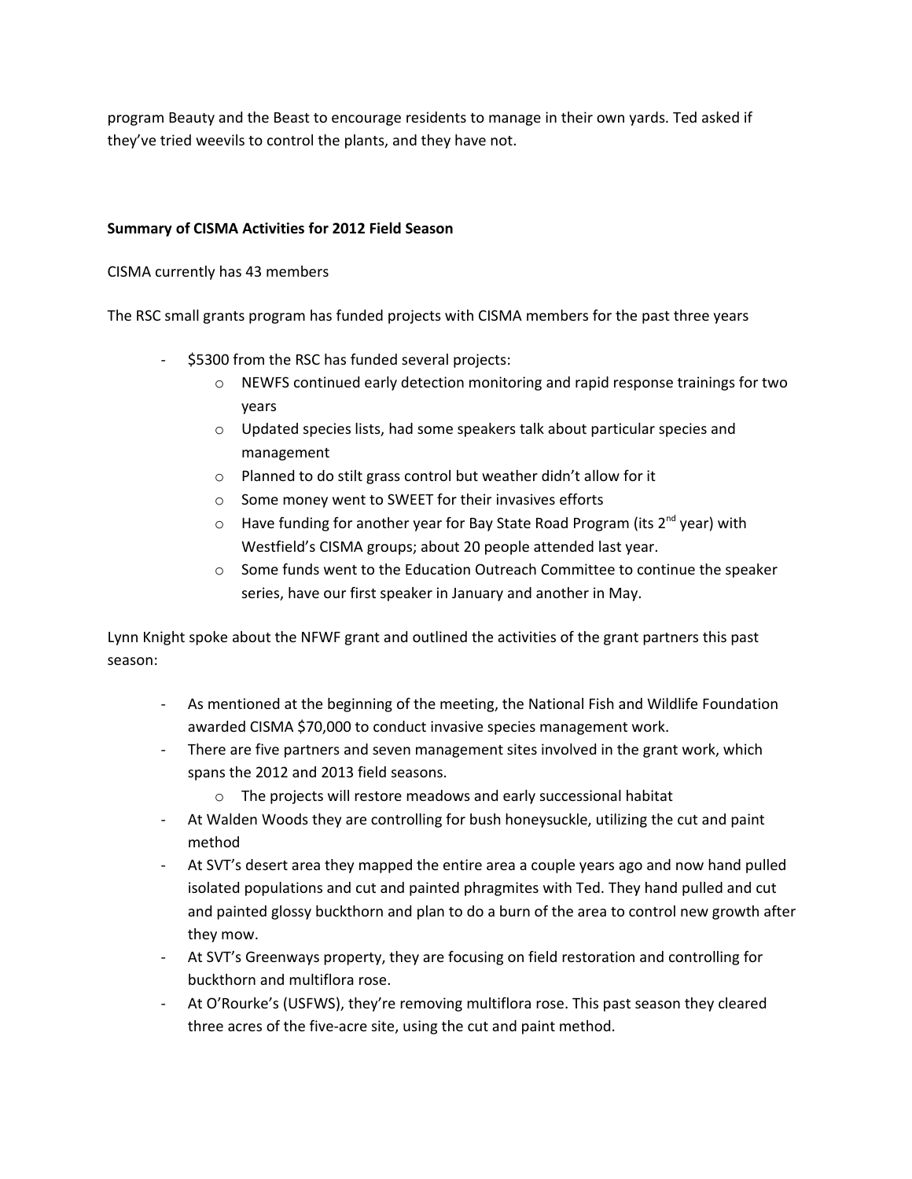program Beauty and the Beast to encourage residents to manage in their own yards. Ted asked if they've tried weevils to control the plants, and they have not.

**Summary of CISMA Activities for 2012 Field Season**

CISMA currently has 43 members

The RSC small grants program has funded projects with CISMA members for the past three years

- $5300 from the RSC has funded several projects:
    - NEWFS continued early detection monitoring and rapid response trainings for two years
    - Updated species lists, had some speakers talk about particular species and management
    - Planned to do stilt grass control but weather didn't allow for it
    - Some money went to SWEET for their invasives efforts
    - Have funding for another year for Bay State Road Program (its 2nd year) with Westfield's CISMA groups; about 20 people attended last year.
    - Some funds went to the Education Outreach Committee to continue the speaker series, have our first speaker in January and another in May.

Lynn Knight spoke about the NFWF grant and outlined the activities of the grant partners this past season:

- As mentioned at the beginning of the meeting, the National Fish and Wildlife Foundation awarded CISMA $70,000 to conduct invasive species management work.
- There are five partners and seven management sites involved in the grant work, which spans the 2012 and 2013 field seasons.
    - The projects will restore meadows and early successional habitat
- At Walden Woods they are controlling for bush honeysuckle, utilizing the cut and paint method
- At SVT's desert area they mapped the entire area a couple years ago and now hand pulled isolated populations and cut and painted phragmites with Ted. They hand pulled and cut and painted glossy buckthorn and plan to do a burn of the area to control new growth after they mow.
- At SVT's Greenways property, they are focusing on field restoration and controlling for buckthorn and multiflora rose.
- At O'Rourke's (USFWS), they're removing multiflora rose. This past season they cleared three acres of the five-acre site, using the cut and paint method.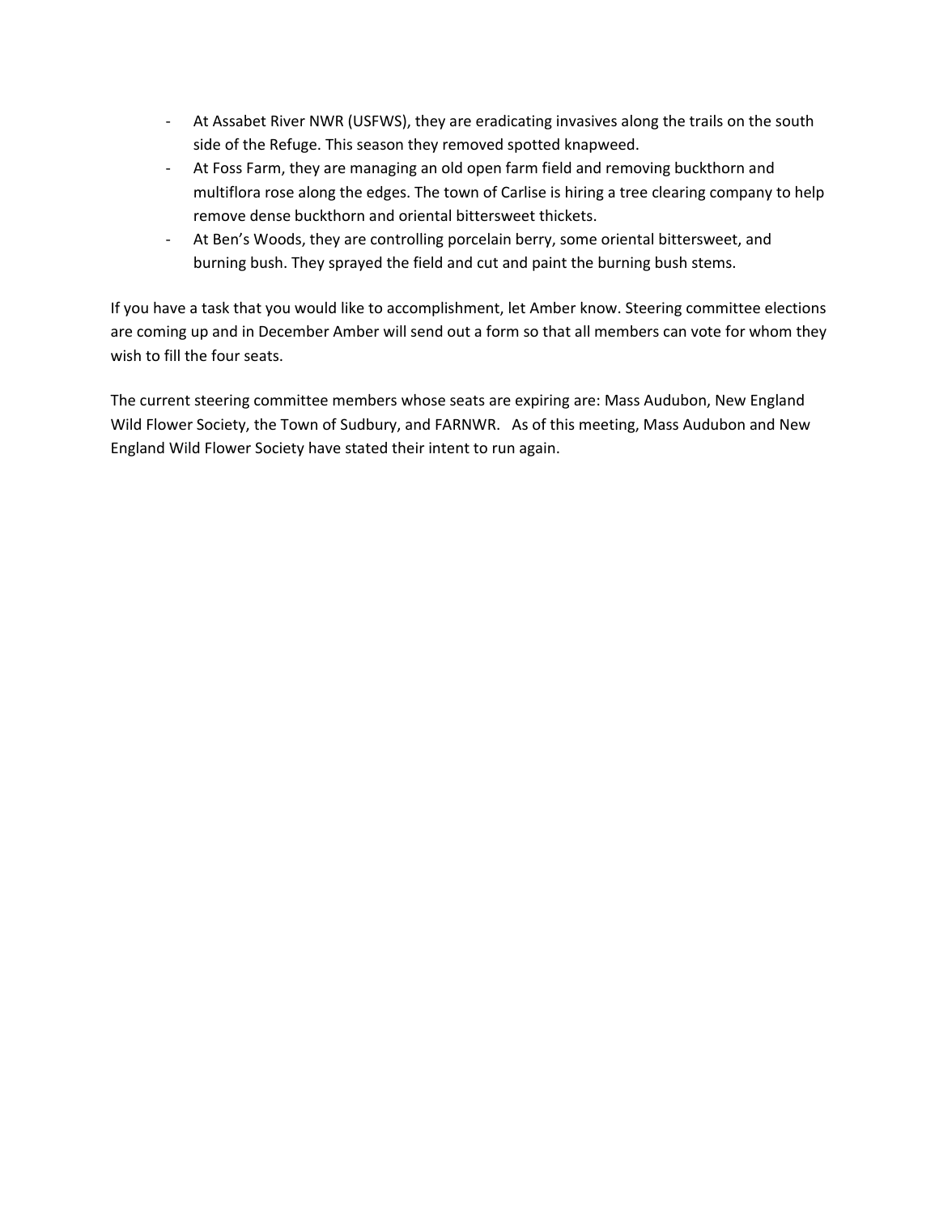- At Assabet River NWR (USFWS), they are eradicating invasives along the trails on the south side of the Refuge. This season they removed spotted knapweed.
- At Foss Farm, they are managing an old open farm field and removing buckthorn and multiflora rose along the edges. The town of Carlise is hiring a tree clearing company to help remove dense buckthorn and oriental bittersweet thickets.
- At Ben's Woods, they are controlling porcelain berry, some oriental bittersweet, and burning bush. They sprayed the field and cut and paint the burning bush stems.

If you have a task that you would like to accomplishment, let Amber know. Steering committee elections are coming up and in December Amber will send out a form so that all members can vote for whom they wish to fill the four seats.

The current steering committee members whose seats are expiring are: Mass Audubon, New England Wild Flower Society, the Town of Sudbury, and FARNWR. As of this meeting, Mass Audubon and New England Wild Flower Society have stated their intent to run again.